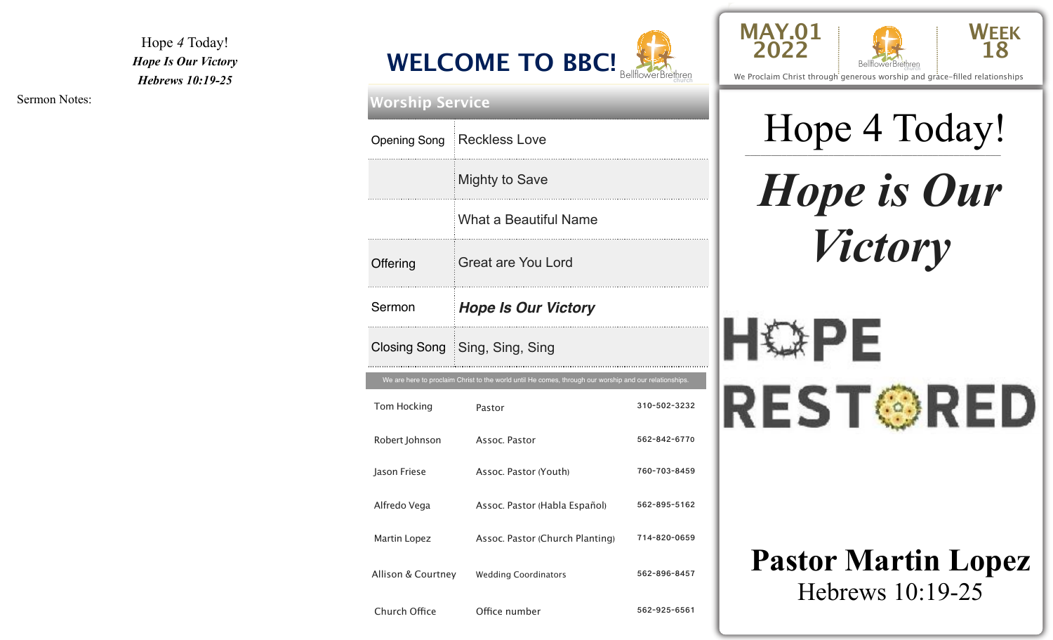Hope *4* Today!

***Hope Is Our Victory***

***Hebrews 10:19-25***

Sermon Notes:

# WELCOME TO BBC!

BellflowerBrethren church

## Worship Service

| | |
|---|---|
| Opening Song | Reckless Love |
| | Mighty to Save |
| | What a Beautiful Name |
| Offering | Great are You Lord |
| Sermon | ***Hope Is Our Victory*** |
| Closing Song | Sing, Sing, Sing |

We are here to proclaim Christ to the world until He comes, through our worship and our relationships.

| | | |
|---|---|---|
| Tom Hocking | Pastor | 310-502-3232 |
| Robert Johnson | Assoc. Pastor | 562-842-6770 |
| Jason Friese | Assoc. Pastor (Youth) | 760-703-8459 |
| Alfredo Vega | Assoc. Pastor (Habla Español) | 562-895-5162 |
| Martin Lopez | Assoc. Pastor (Church Planting) | 714-820-0659 |
| Allison & Courtney | Wedding Coordinators | 562-896-8457 |
| Church Office | Office number | 562-925-6561 |

**MAY.01 2022** | BellflowerBrethren church | **WEEK 18**

We Proclaim Christ through generous worship and grace-filled relationships

# Hope 4 Today!

# ***Hope is Our Victory***

HOPE RESTORED

**Pastor Martin Lopez**

Hebrews 10:19-25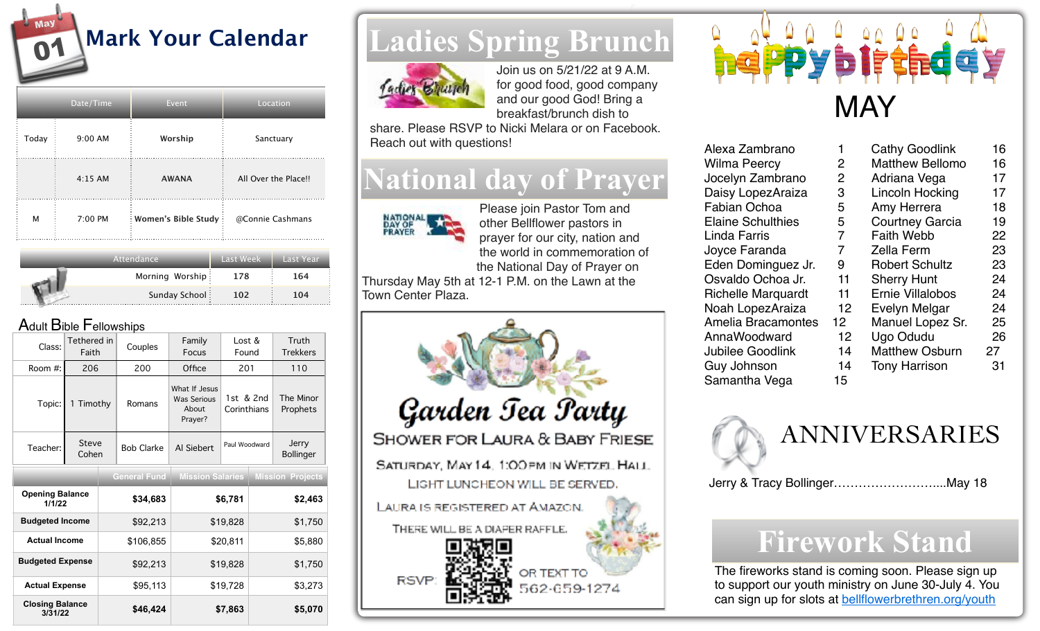# Mark Your Calendar

| Date/Time | | Event | Location |
|---|---|---|---|
| Today | 9:00 AM | Worship | Sanctuary |
| | 4:15 AM | AWANA | All Over the Place!! |
| M | 7:00 PM | Women's Bible Study | @Connie Cashmans |

| Attendance | Last Week | Last Year |
|---|---|---|
| Morning Worship | 178 | 164 |
| Sunday School | 102 | 104 |

## Adult Bible Fellowships

| Class: | Tethered in Faith | Couples | Family Focus | Lost & Found | Truth Trekkers |
|---|---|---|---|---|---|
| Room #: | 206 | 200 | Office | 201 | 110 |
| Topic: | 1 Timothy | Romans | What If Jesus Was Serious About Prayer? | 1st & 2nd Corinthians | The Minor Prophets |
| Teacher: | Steve Cohen | Bob Clarke | Al Siebert | Paul Woodward | Jerry Bollinger |

| | General Fund | Mission Salaries | Mission Projects |
|---|---|---|---|
| **Opening Balance 1/1/22** | **$34,683** | **$6,781** | **$2,463** |
| **Budgeted Income** | $92,213 | $19,828 | $1,750 |
| **Actual Income** | $106,855 | $20,811 | $5,880 |
| **Budgeted Expense** | $92,213 | $19,828 | $1,750 |
| **Actual Expense** | $95,113 | $19,728 | $3,273 |
| **Closing Balance 3/31/22** | **$46,424** | **$7,863** | **$5,070** |

# Ladies Spring Brunch

Join us on 5/21/22 at 9 A.M. for good food, good company and our good God! Bring a breakfast/brunch dish to share. Please RSVP to Nicki Melara or on Facebook. Reach out with questions!

# National day of Prayer

Please join Pastor Tom and other Bellflower pastors in prayer for our city, nation and the world in commemoration of the National Day of Prayer on Thursday May 5th at 12-1 P.M. on the Lawn at the Town Center Plaza.

## Garden Tea Party

Shower for Laura & Baby Friese

Saturday, May 14, 1:00PM in Wetzel Hall.

Light luncheon will be served.

Laura is registered at Amazon.

There will be a diaper raffle.

RSVP: OR TEXT TO 562-659-1274

# happy birthday

## MAY

| | | | |
|---|---|---|---|
| Alexa Zambrano | 1 | Cathy Goodlink | 16 |
| Wilma Peercy | 2 | Matthew Bellomo | 16 |
| Jocelyn Zambrano | 2 | Adriana Vega | 17 |
| Daisy LopezAraiza | 3 | Lincoln Hocking | 17 |
| Fabian Ochoa | 5 | Amy Herrera | 18 |
| Elaine Schulthies | 5 | Courtney Garcia | 19 |
| Linda Farris | 7 | Faith Webb | 22 |
| Joyce Faranda | 7 | Zella Ferm | 23 |
| Eden Dominguez Jr. | 9 | Robert Schultz | 23 |
| Osvaldo Ochoa Jr. | 11 | Sherry Hunt | 24 |
| Richelle Marquardt | 11 | Ernie Villalobos | 24 |
| Noah LopezAraiza | 12 | Evelyn Melgar | 24 |
| Amelia Bracamontes | 12 | Manuel Lopez Sr. | 25 |
| AnnaWoodward | 12 | Ugo Odudu | 26 |
| Jubilee Goodlink | 14 | Matthew Osburn | 27 |
| Guy Johnson | 14 | Tony Harrison | 31 |
| Samantha Vega | 15 | | |

# ANNIVERSARIES

Jerry & Tracy Bollinger……………………....May 18

# Firework Stand

The fireworks stand is coming soon. Please sign up to support our youth ministry on June 30-July 4. You can sign up for slots at bellflowerbrethren.org/youth